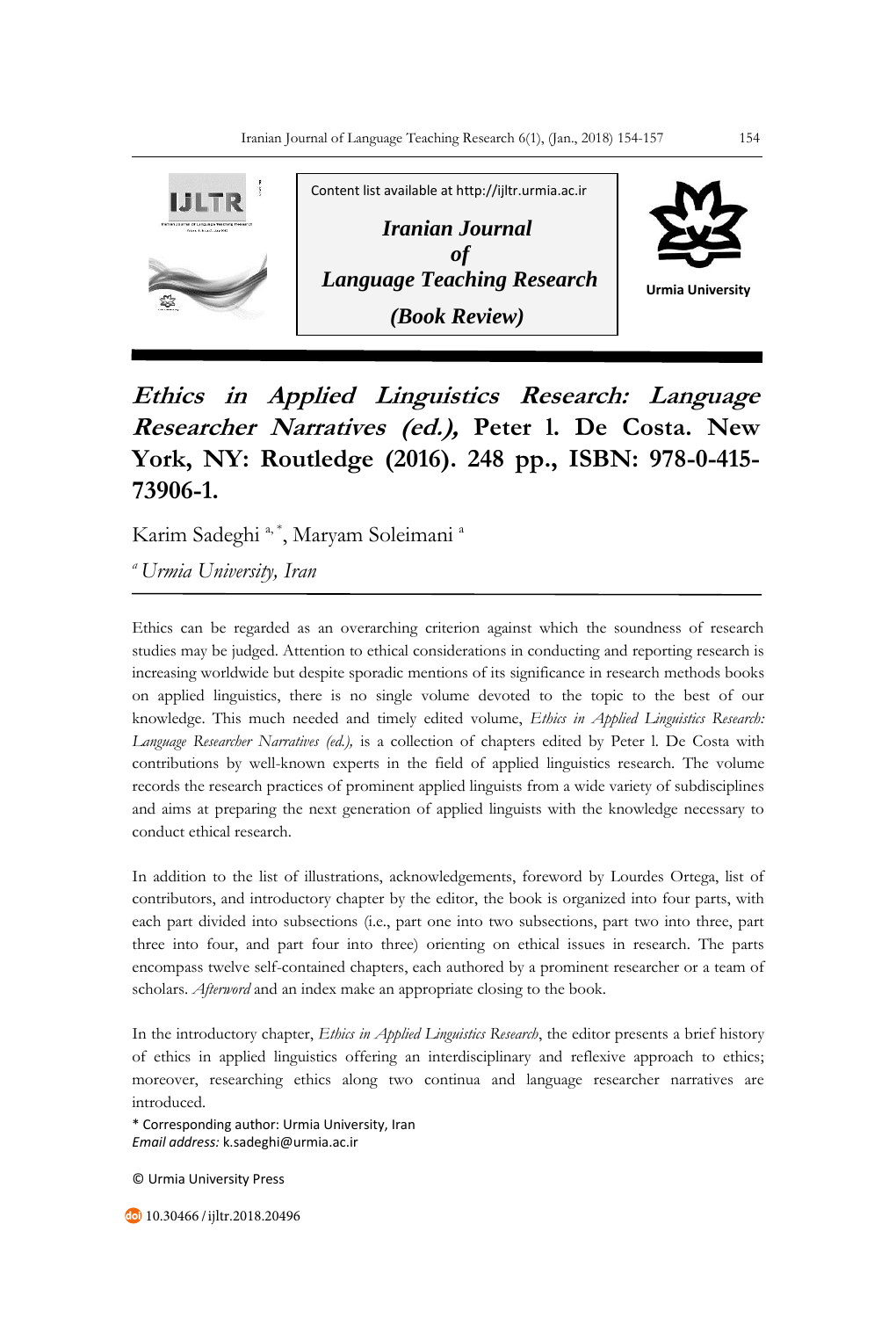Content list available at http://ijltr.urmia.ac.ir

*Iranian Journal of Language Teaching Research*

*(Book Review)*

Urmia University

# *Ethics in Applied Linguistics Research: Language Researcher Narratives (ed.),* Peter l. De Costa. New York, NY: Routledge (2016). 248 pp., ISBN: 978-0-415-73906-1.

Karim Sadeghi [a,*], Maryam Soleimani [a]

[a] *Urmia University, Iran*

---

Ethics can be regarded as an overarching criterion against which the soundness of research studies may be judged. Attention to ethical considerations in conducting and reporting research is increasing worldwide but despite sporadic mentions of its significance in research methods books on applied linguistics, there is no single volume devoted to the topic to the best of our knowledge. This much needed and timely edited volume, *Ethics in Applied Linguistics Research: Language Researcher Narratives (ed.),* is a collection of chapters edited by Peter l. De Costa with contributions by well-known experts in the field of applied linguistics research. The volume records the research practices of prominent applied linguists from a wide variety of subdisciplines and aims at preparing the next generation of applied linguists with the knowledge necessary to conduct ethical research.

In addition to the list of illustrations, acknowledgements, foreword by Lourdes Ortega, list of contributors, and introductory chapter by the editor, the book is organized into four parts, with each part divided into subsections (i.e., part one into two subsections, part two into three, part three into four, and part four into three) orienting on ethical issues in research. The parts encompass twelve self-contained chapters, each authored by a prominent researcher or a team of scholars. *Afterword* and an index make an appropriate closing to the book.

In the introductory chapter, *Ethics in Applied Linguistics Research*, the editor presents a brief history of ethics in applied linguistics offering an interdisciplinary and reflexive approach to ethics; moreover, researching ethics along two continua and language researcher narratives are introduced.

\* Corresponding author: Urmia University, Iran
*Email address:* k.sadeghi@urmia.ac.ir

© Urmia University Press

10.30466/ijltr.2018.20496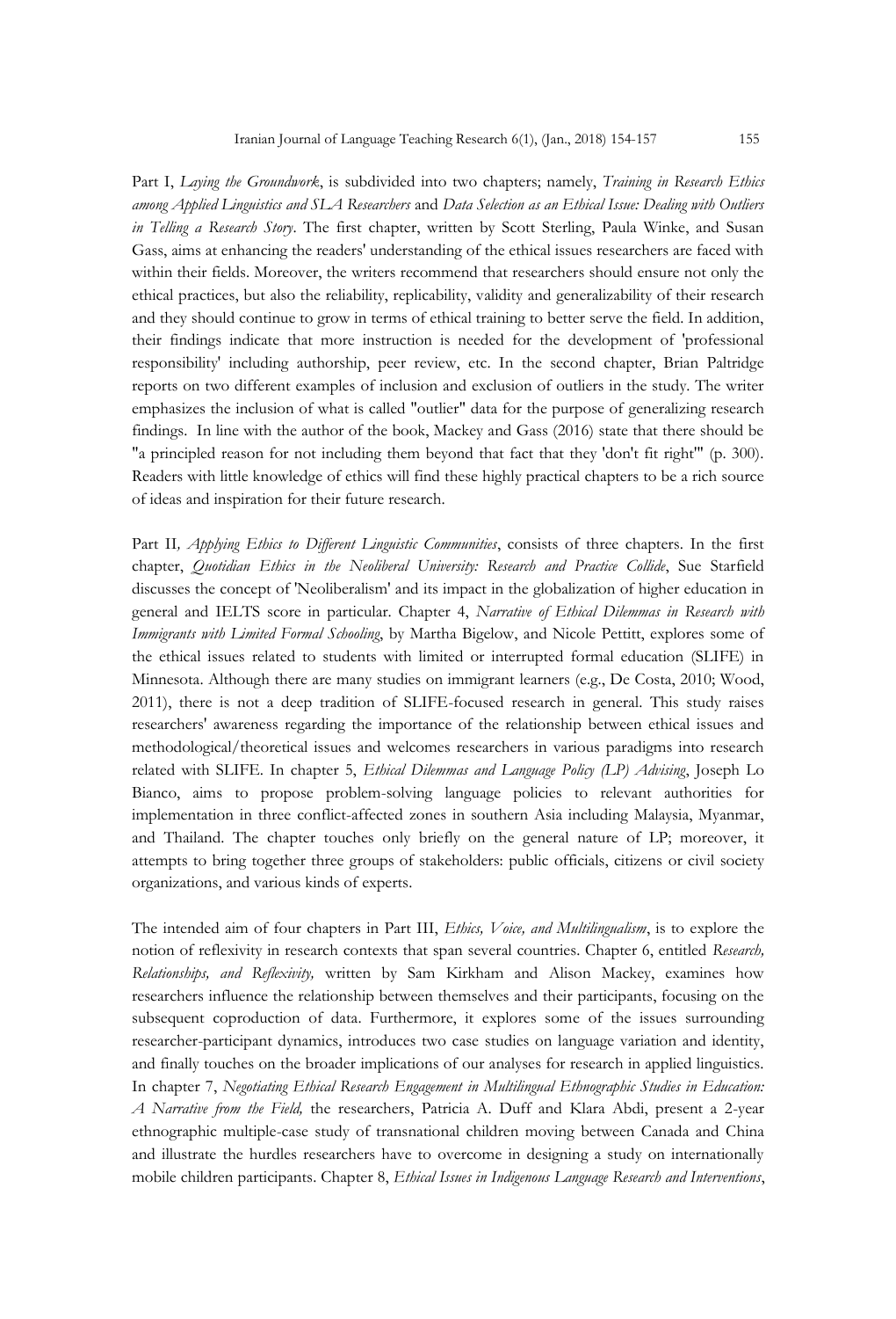Part I, *Laying the Groundwork*, is subdivided into two chapters; namely, *Training in Research Ethics among Applied Linguistics and SLA Researchers* and *Data Selection as an Ethical Issue: Dealing with Outliers in Telling a Research Story*. The first chapter, written by Scott Sterling, Paula Winke, and Susan Gass, aims at enhancing the readers' understanding of the ethical issues researchers are faced with within their fields. Moreover, the writers recommend that researchers should ensure not only the ethical practices, but also the reliability, replicability, validity and generalizability of their research and they should continue to grow in terms of ethical training to better serve the field. In addition, their findings indicate that more instruction is needed for the development of 'professional responsibility' including authorship, peer review, etc. In the second chapter, Brian Paltridge reports on two different examples of inclusion and exclusion of outliers in the study. The writer emphasizes the inclusion of what is called "outlier" data for the purpose of generalizing research findings. In line with the author of the book, Mackey and Gass (2016) state that there should be "a principled reason for not including them beyond that fact that they 'don't fit right'" (p. 300). Readers with little knowledge of ethics will find these highly practical chapters to be a rich source of ideas and inspiration for their future research.

Part II, *Applying Ethics to Different Linguistic Communities*, consists of three chapters. In the first chapter, *Quotidian Ethics in the Neoliberal University: Research and Practice Collide*, Sue Starfield discusses the concept of 'Neoliberalism' and its impact in the globalization of higher education in general and IELTS score in particular. Chapter 4, *Narrative of Ethical Dilemmas in Research with Immigrants with Limited Formal Schooling*, by Martha Bigelow, and Nicole Pettitt, explores some of the ethical issues related to students with limited or interrupted formal education (SLIFE) in Minnesota. Although there are many studies on immigrant learners (e.g., De Costa, 2010; Wood, 2011), there is not a deep tradition of SLIFE-focused research in general. This study raises researchers' awareness regarding the importance of the relationship between ethical issues and methodological/theoretical issues and welcomes researchers in various paradigms into research related with SLIFE. In chapter 5, *Ethical Dilemmas and Language Policy (LP) Advising*, Joseph Lo Bianco, aims to propose problem-solving language policies to relevant authorities for implementation in three conflict-affected zones in southern Asia including Malaysia, Myanmar, and Thailand. The chapter touches only briefly on the general nature of LP; moreover, it attempts to bring together three groups of stakeholders: public officials, citizens or civil society organizations, and various kinds of experts.

The intended aim of four chapters in Part III, *Ethics, Voice, and Multilingualism*, is to explore the notion of reflexivity in research contexts that span several countries. Chapter 6, entitled *Research, Relationships, and Reflexivity,* written by Sam Kirkham and Alison Mackey, examines how researchers influence the relationship between themselves and their participants, focusing on the subsequent coproduction of data. Furthermore, it explores some of the issues surrounding researcher-participant dynamics, introduces two case studies on language variation and identity, and finally touches on the broader implications of our analyses for research in applied linguistics. In chapter 7, *Negotiating Ethical Research Engagement in Multilingual Ethnographic Studies in Education: A Narrative from the Field,* the researchers, Patricia A. Duff and Klara Abdi, present a 2-year ethnographic multiple-case study of transnational children moving between Canada and China and illustrate the hurdles researchers have to overcome in designing a study on internationally mobile children participants. Chapter 8, *Ethical Issues in Indigenous Language Research and Interventions*,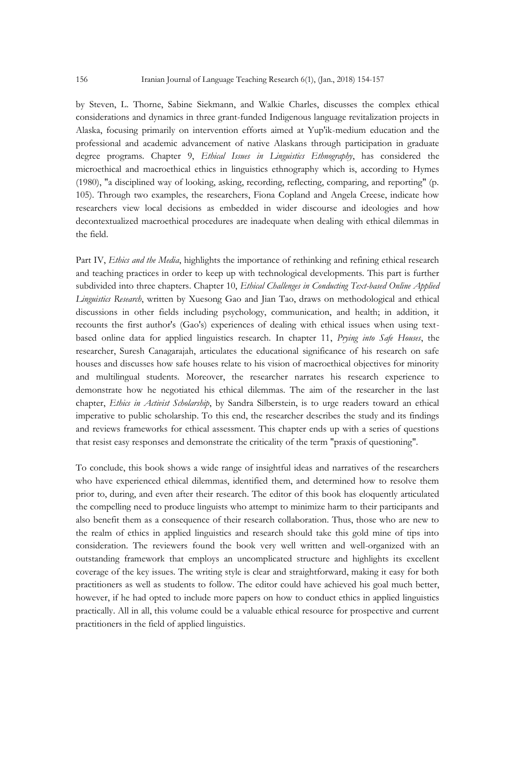by Steven, L. Thorne, Sabine Siekmann, and Walkie Charles, discusses the complex ethical considerations and dynamics in three grant-funded Indigenous language revitalization projects in Alaska, focusing primarily on intervention efforts aimed at Yup'ik-medium education and the professional and academic advancement of native Alaskans through participation in graduate degree programs. Chapter 9, *Ethical Issues in Linguistics Ethnography*, has considered the microethical and macroethical ethics in linguistics ethnography which is, according to Hymes (1980), "a disciplined way of looking, asking, recording, reflecting, comparing, and reporting" (p. 105). Through two examples, the researchers, Fiona Copland and Angela Creese, indicate how researchers view local decisions as embedded in wider discourse and ideologies and how decontextualized macroethical procedures are inadequate when dealing with ethical dilemmas in the field.

Part IV, *Ethics and the Media*, highlights the importance of rethinking and refining ethical research and teaching practices in order to keep up with technological developments. This part is further subdivided into three chapters. Chapter 10, *Ethical Challenges in Conducting Text-based Online Applied Linguistics Research*, written by Xuesong Gao and Jian Tao, draws on methodological and ethical discussions in other fields including psychology, communication, and health; in addition, it recounts the first author's (Gao's) experiences of dealing with ethical issues when using text-based online data for applied linguistics research. In chapter 11, *Prying into Safe Houses*, the researcher, Suresh Canagarajah, articulates the educational significance of his research on safe houses and discusses how safe houses relate to his vision of macroethical objectives for minority and multilingual students. Moreover, the researcher narrates his research experience to demonstrate how he negotiated his ethical dilemmas. The aim of the researcher in the last chapter, *Ethics in Activist Scholarship*, by Sandra Silberstein, is to urge readers toward an ethical imperative to public scholarship. To this end, the researcher describes the study and its findings and reviews frameworks for ethical assessment. This chapter ends up with a series of questions that resist easy responses and demonstrate the criticality of the term "praxis of questioning".

To conclude, this book shows a wide range of insightful ideas and narratives of the researchers who have experienced ethical dilemmas, identified them, and determined how to resolve them prior to, during, and even after their research. The editor of this book has eloquently articulated the compelling need to produce linguists who attempt to minimize harm to their participants and also benefit them as a consequence of their research collaboration. Thus, those who are new to the realm of ethics in applied linguistics and research should take this gold mine of tips into consideration. The reviewers found the book very well written and well-organized with an outstanding framework that employs an uncomplicated structure and highlights its excellent coverage of the key issues. The writing style is clear and straightforward, making it easy for both practitioners as well as students to follow. The editor could have achieved his goal much better, however, if he had opted to include more papers on how to conduct ethics in applied linguistics practically. All in all, this volume could be a valuable ethical resource for prospective and current practitioners in the field of applied linguistics.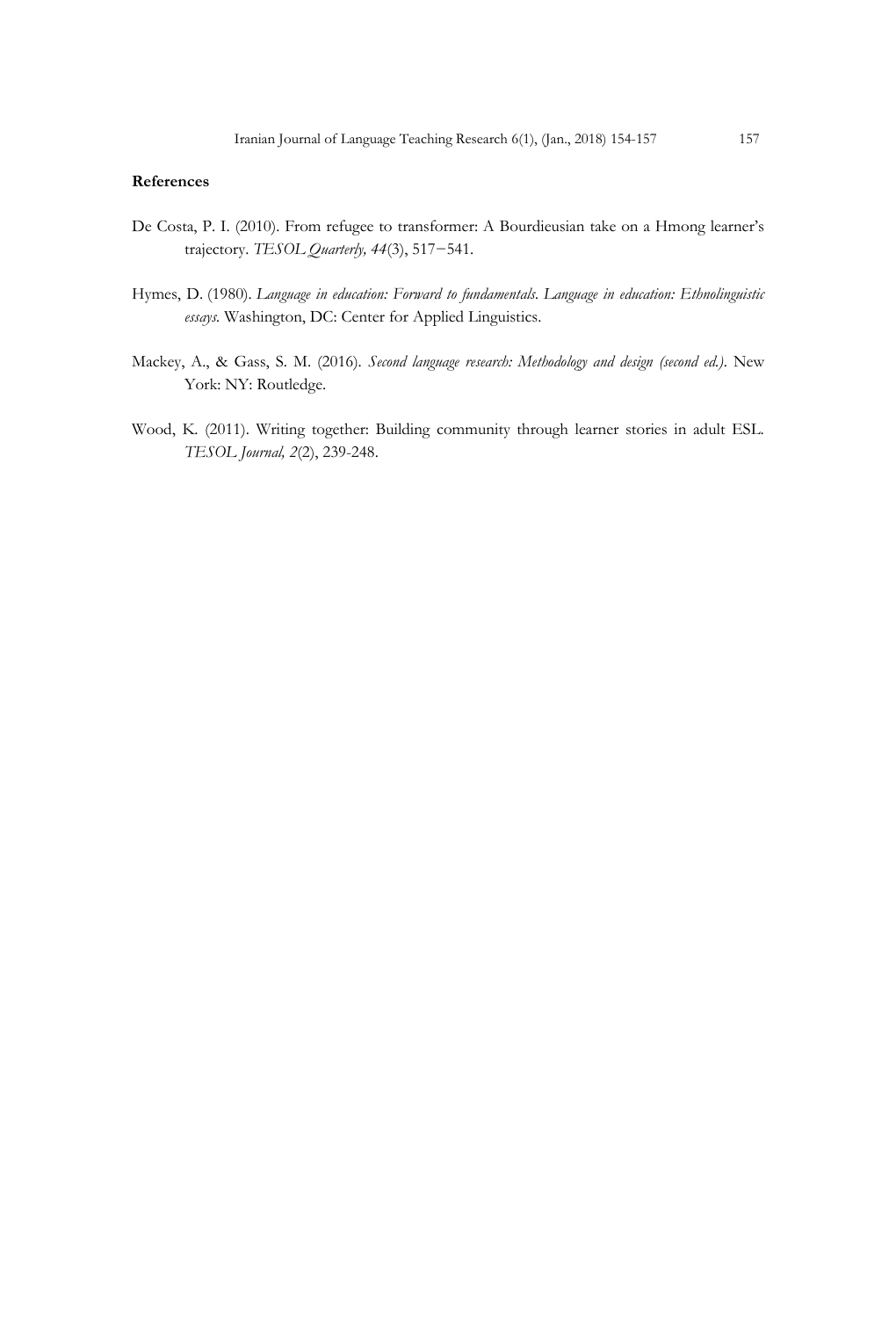**References**

De Costa, P. I. (2010). From refugee to transformer: A Bourdieusian take on a Hmong learner's trajectory. *TESOL Quarterly, 44*(3), 517−541.

Hymes, D. (1980). *Language in education: Forward to fundamentals*. *Language in education: Ethnolinguistic essays*. Washington, DC: Center for Applied Linguistics.

Mackey, A., & Gass, S. M. (2016). *Second language research: Methodology and design (second ed.)*. New York: NY: Routledge.

Wood, K. (2011). Writing together: Building community through learner stories in adult ESL. *TESOL Journal, 2*(2), 239-248.